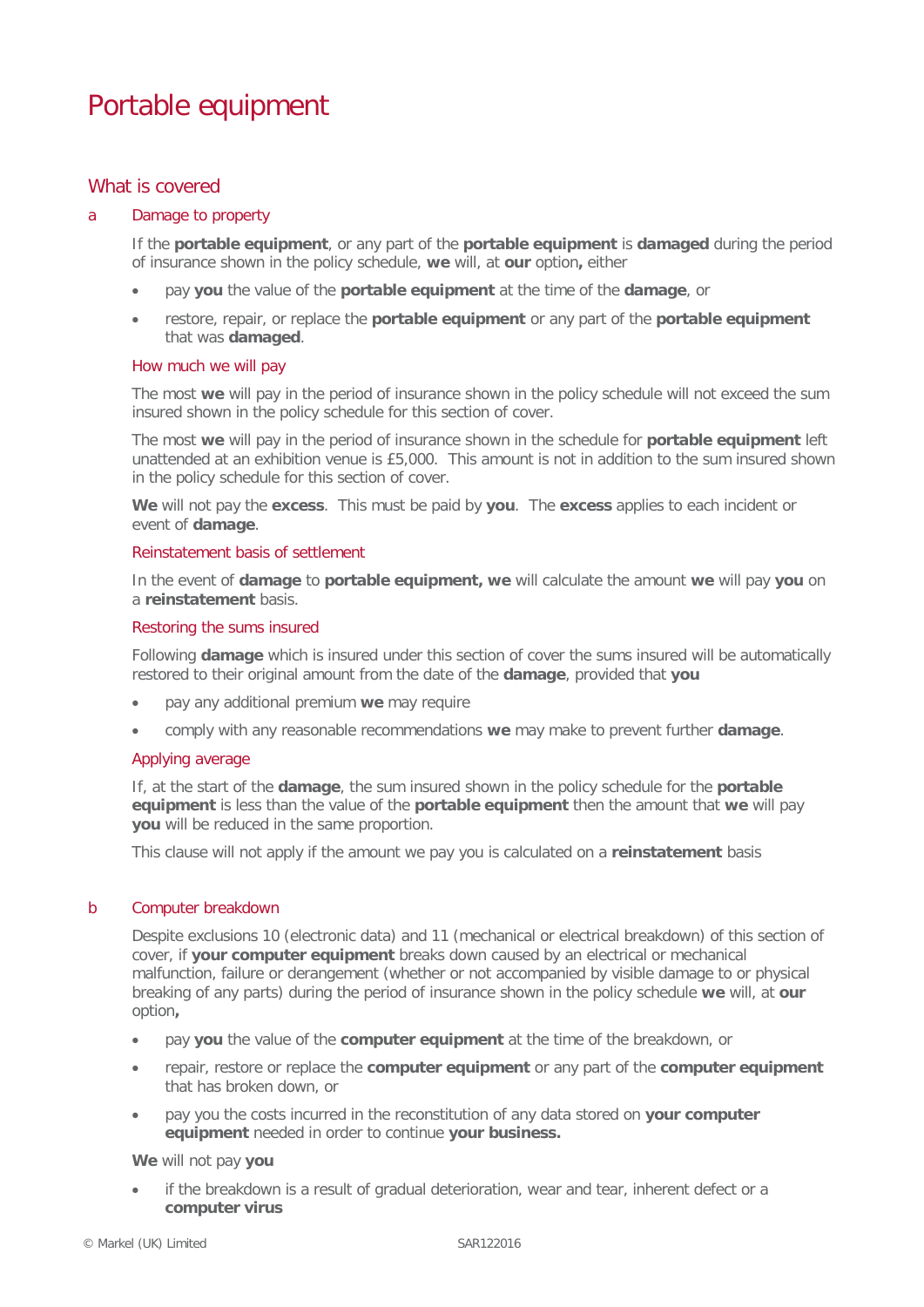# Portable equipment

## What is covered

### a Damage to property

If the **portable equipment**, or any part of the **portable equipment** is **damaged** during the period of insurance shown in the policy schedule, **we** will, at **our** option**,** either

- pay **you** the value of the **portable equipment** at the time of the **damage**, or
- restore, repair, or replace the **portable equipment** or any part of the **portable equipment** that was **damaged**.

#### How much we will pay

The most **we** will pay in the period of insurance shown in the policy schedule will not exceed the sum insured shown in the policy schedule for this section of cover.

The most **we** will pay in the period of insurance shown in the schedule for **portable equipment** left unattended at an exhibition venue is £5,000. This amount is not in addition to the sum insured shown in the policy schedule for this section of cover.

**We** will not pay the **excess**. This must be paid by **you**. The **excess** applies to each incident or event of **damage**.

#### Reinstatement basis of settlement

In the event of **damage** to **portable equipment, we** will calculate the amount **we** will pay **you** on a **reinstatement** basis.

#### Restoring the sums insured

Following **damage** which is insured under this section of cover the sums insured will be automatically restored to their original amount from the date of the **damage**, provided that **you**

- pay any additional premium **we** may require
- comply with any reasonable recommendations **we** may make to prevent further **damage**.

#### Applying average

If, at the start of the **damage**, the sum insured shown in the policy schedule for the **portable equipment** is less than the value of the **portable equipment** then the amount that **we** will pay **you** will be reduced in the same proportion.

This clause will not apply if the amount we pay you is calculated on a **reinstatement** basis

### b Computer breakdown

Despite exclusions 10 (electronic data) and 11 (mechanical or electrical breakdown) of this section of cover, if **your computer equipment** breaks down caused by an electrical or mechanical malfunction, failure or derangement (whether or not accompanied by visible damage to or physical breaking of any parts) during the period of insurance shown in the policy schedule **we** will, at **our** option**,**

- pay **you** the value of the **computer equipment** at the time of the breakdown, or
- repair, restore or replace the **computer equipment** or any part of the **computer equipment** that has broken down, or
- pay you the costs incurred in the reconstitution of any data stored on **your computer equipment** needed in order to continue **your business.**

**We** will not pay **you**

- if the breakdown is a result of gradual deterioration, wear and tear, inherent defect or a **computer virus**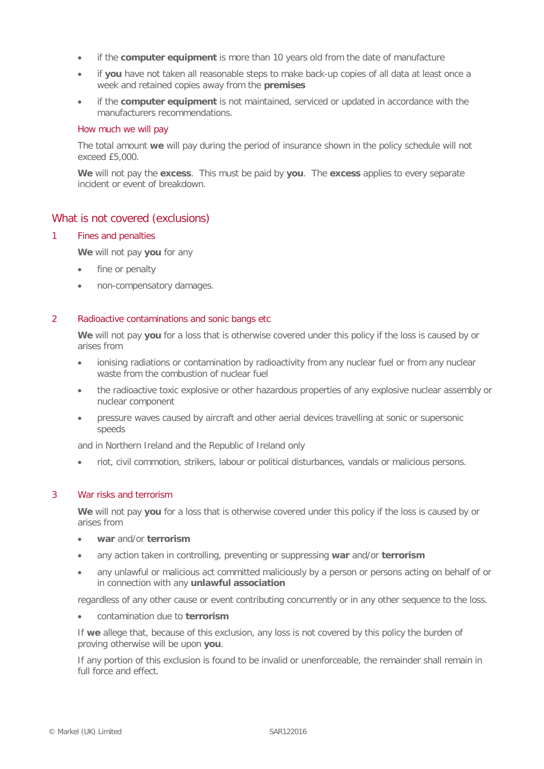- if the **computer equipment** is more than 10 years old from the date of manufacture
- if **you** have not taken all reasonable steps to make back-up copies of all data at least once a week and retained copies away from the **premises**
- if the **computer equipment** is not maintained, serviced or updated in accordance with the manufacturers recommendations.

### How much we will pay

The total amount **we** will pay during the period of insurance shown in the policy schedule will not exceed £5,000.

**We** will not pay the **excess**. This must be paid by **you**. The **excess** applies to every separate incident or event of breakdown.

## What is not covered (exclusions)

### 1 Fines and penalties

**We** will not pay **you** for any

- fine or penalty
- non-compensatory damages.

### 2 Radioactive contaminations and sonic bangs etc

**We** will not pay **you** for a loss that is otherwise covered under this policy if the loss is caused by or arises from

- ionising radiations or contamination by radioactivity from any nuclear fuel or from any nuclear waste from the combustion of nuclear fuel
- the radioactive toxic explosive or other hazardous properties of any explosive nuclear assembly or nuclear component
- pressure waves caused by aircraft and other aerial devices travelling at sonic or supersonic speeds

and in Northern Ireland and the Republic of Ireland only

- riot, civil commotion, strikers, labour or political disturbances, vandals or malicious persons.

### 3 War risks and terrorism

**We** will not pay **you** for a loss that is otherwise covered under this policy if the loss is caused by or arises from

- **war** and/or **terrorism**
- any action taken in controlling, preventing or suppressing **war** and/or **terrorism**
- any unlawful or malicious act committed maliciously by a person or persons acting on behalf of or in connection with any **unlawful association**

regardless of any other cause or event contributing concurrently or in any other sequence to the loss.

- contamination due to **terrorism**

If **we** allege that, because of this exclusion, any loss is not covered by this policy the burden of proving otherwise will be upon **you**.

If any portion of this exclusion is found to be invalid or unenforceable, the remainder shall remain in full force and effect.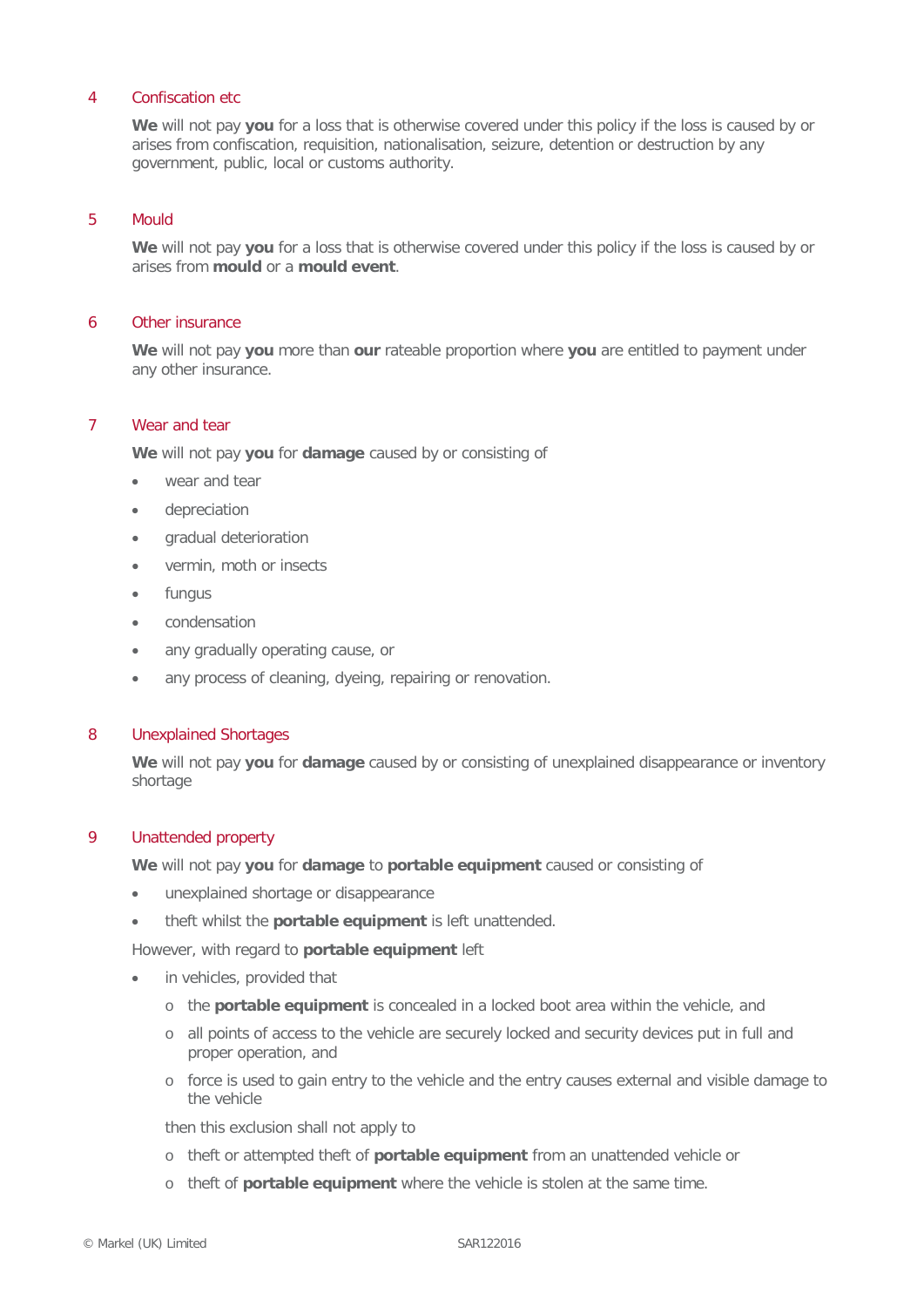### 4 Confiscation etc

**We** will not pay **you** for a loss that is otherwise covered under this policy if the loss is caused by or arises from confiscation, requisition, nationalisation, seizure, detention or destruction by any government, public, local or customs authority.

### 5 Mould

**We** will not pay **you** for a loss that is otherwise covered under this policy if the loss is caused by or arises from **mould** or a **mould event**.

### 6 Other insurance

**We** will not pay **you** more than **our** rateable proportion where **you** are entitled to payment under any other insurance.

### 7 Wear and tear

**We** will not pay **you** for **damage** caused by or consisting of

- wear and tear
- depreciation
- gradual deterioration
- vermin, moth or insects
- fungus
- condensation
- any gradually operating cause, or
- any process of cleaning, dyeing, repairing or renovation.

### 8 Unexplained Shortages

**We** will not pay **you** for **damage** caused by or consisting of unexplained disappearance or inventory shortage

### 9 Unattended property

**We** will not pay **you** for **damage** to **portable equipment** caused or consisting of

- unexplained shortage or disappearance
- theft whilst the **portable equipment** is left unattended.

However, with regard to **portable equipment** left

- in vehicles, provided that
  - the **portable equipment** is concealed in a locked boot area within the vehicle, and
  - all points of access to the vehicle are securely locked and security devices put in full and proper operation, and
  - force is used to gain entry to the vehicle and the entry causes external and visible damage to the vehicle

  then this exclusion shall not apply to

  - theft or attempted theft of **portable equipment** from an unattended vehicle or
  - theft of **portable equipment** where the vehicle is stolen at the same time.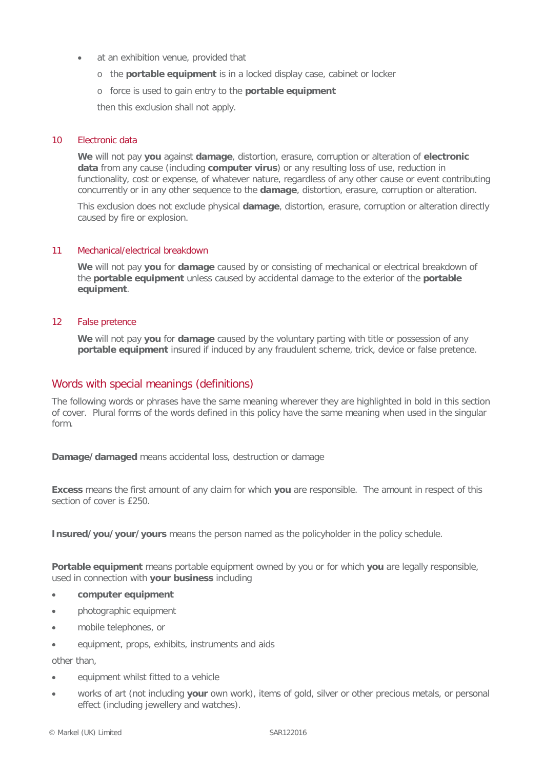- at an exhibition venue, provided that
  - the **portable equipment** is in a locked display case, cabinet or locker
  - force is used to gain entry to the **portable equipment**

  then this exclusion shall not apply.

### 10 Electronic data

**We** will not pay **you** against **damage**, distortion, erasure, corruption or alteration of **electronic data** from any cause (including **computer virus**) or any resulting loss of use, reduction in functionality, cost or expense, of whatever nature, regardless of any other cause or event contributing concurrently or in any other sequence to the **damage**, distortion, erasure, corruption or alteration.

This exclusion does not exclude physical **damage**, distortion, erasure, corruption or alteration directly caused by fire or explosion.

### 11 Mechanical/electrical breakdown

**We** will not pay **you** for **damage** caused by or consisting of mechanical or electrical breakdown of the **portable equipment** unless caused by accidental damage to the exterior of the **portable equipment**.

### 12 False pretence

**We** will not pay **you** for **damage** caused by the voluntary parting with title or possession of any **portable equipment** insured if induced by any fraudulent scheme, trick, device or false pretence.

## Words with special meanings (definitions)

The following words or phrases have the same meaning wherever they are highlighted in bold in this section of cover. Plural forms of the words defined in this policy have the same meaning when used in the singular form.

**Damage/damaged** means accidental loss, destruction or damage

**Excess** means the first amount of any claim for which **you** are responsible. The amount in respect of this section of cover is £250.

**Insured/you/your/yours** means the person named as the policyholder in the policy schedule.

**Portable equipment** means portable equipment owned by you or for which **you** are legally responsible, used in connection with **your business** including

- **computer equipment**
- photographic equipment
- mobile telephones, or
- equipment, props, exhibits, instruments and aids

other than,

- equipment whilst fitted to a vehicle
- works of art (not including **your** own work), items of gold, silver or other precious metals, or personal effect (including jewellery and watches).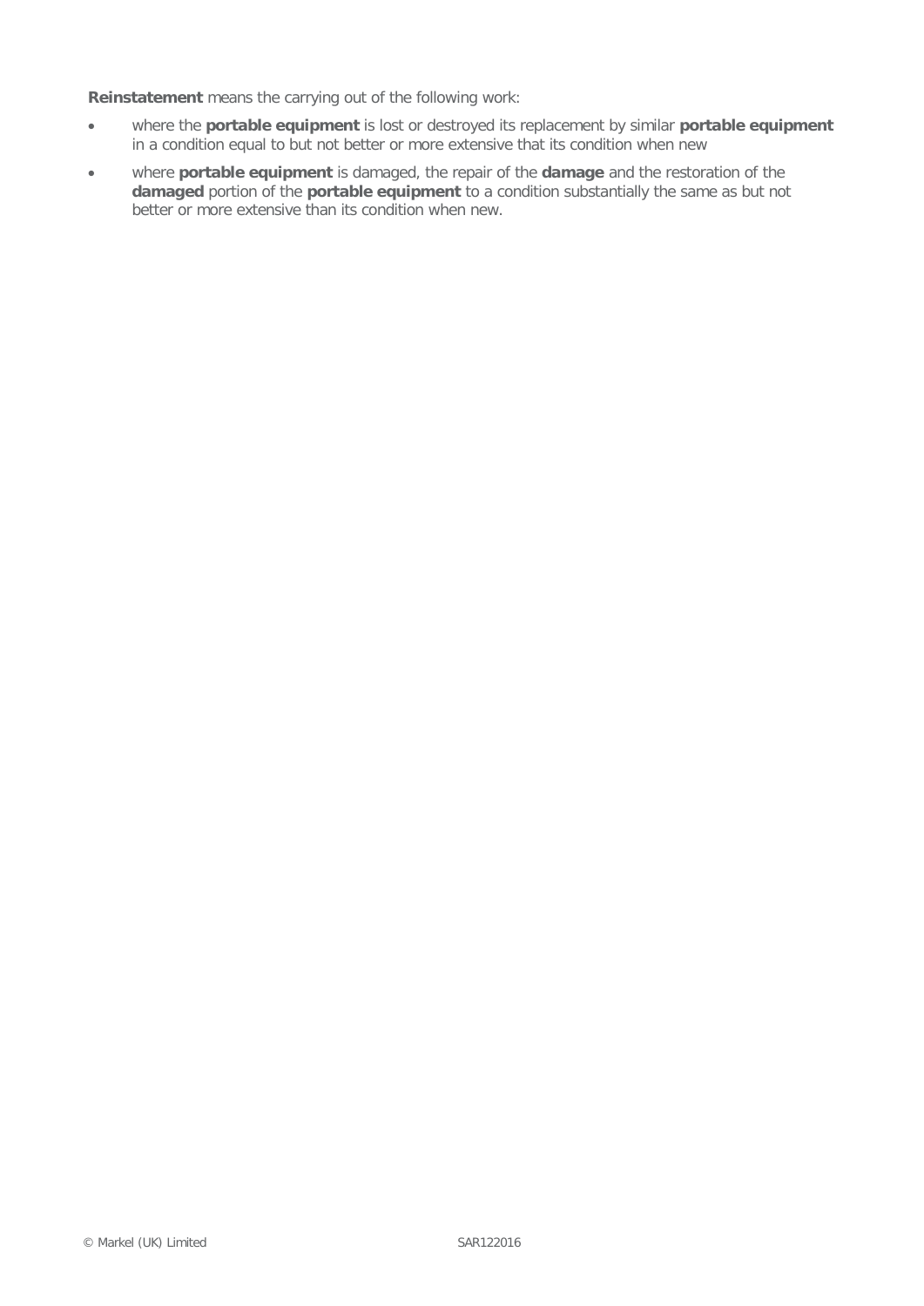**Reinstatement** means the carrying out of the following work:

- where the **portable equipment** is lost or destroyed its replacement by similar **portable equipment** in a condition equal to but not better or more extensive that its condition when new
- where **portable equipment** is damaged, the repair of the **damage** and the restoration of the **damaged** portion of the **portable equipment** to a condition substantially the same as but not better or more extensive than its condition when new.